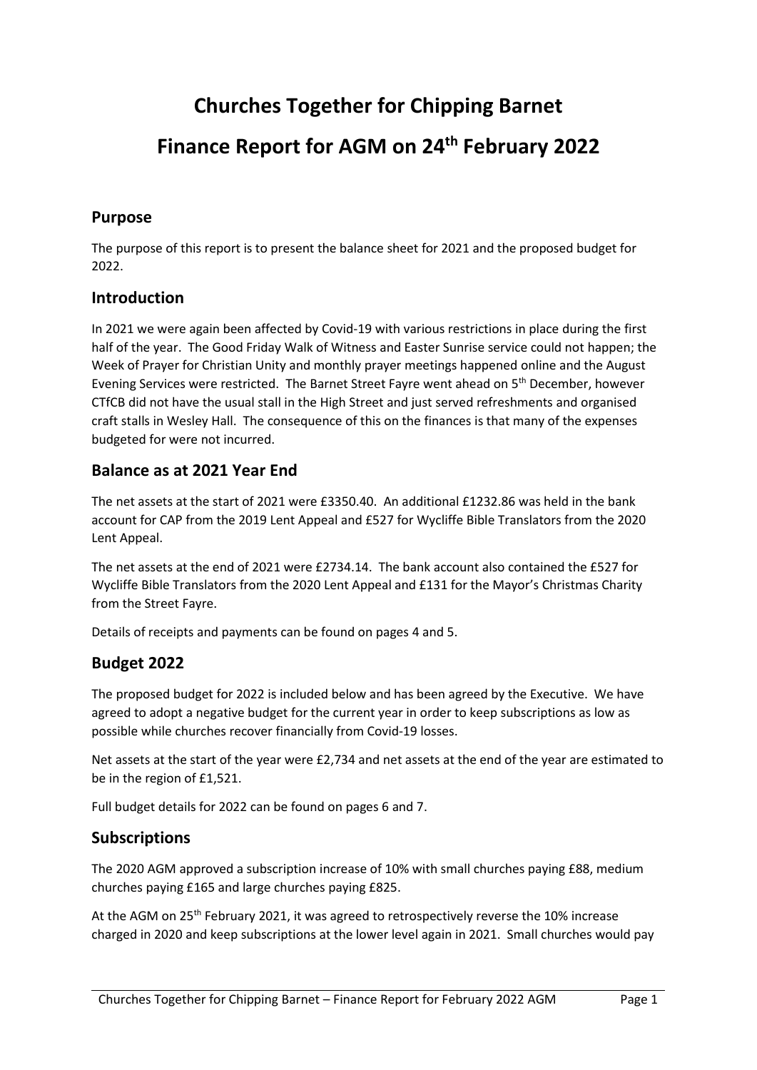# Churches Together for Chipping Barnet

# Finance Report for AGM on 24th February 2022

## Purpose

The purpose of this report is to present the balance sheet for 2021 and the proposed budget for 2022.

## Introduction

In 2021 we were again been affected by Covid-19 with various restrictions in place during the first half of the year. The Good Friday Walk of Witness and Easter Sunrise service could not happen; the Week of Prayer for Christian Unity and monthly prayer meetings happened online and the August Evening Services were restricted. The Barnet Street Fayre went ahead on 5th December, however CTfCB did not have the usual stall in the High Street and just served refreshments and organised craft stalls in Wesley Hall. The consequence of this on the finances is that many of the expenses budgeted for were not incurred.

## Balance as at 2021 Year End

The net assets at the start of 2021 were £3350.40. An additional £1232.86 was held in the bank account for CAP from the 2019 Lent Appeal and £527 for Wycliffe Bible Translators from the 2020 Lent Appeal.

The net assets at the end of 2021 were £2734.14. The bank account also contained the £527 for Wycliffe Bible Translators from the 2020 Lent Appeal and £131 for the Mayor's Christmas Charity from the Street Fayre.

Details of receipts and payments can be found on pages 4 and 5.

## Budget 2022

The proposed budget for 2022 is included below and has been agreed by the Executive. We have agreed to adopt a negative budget for the current year in order to keep subscriptions as low as possible while churches recover financially from Covid-19 losses.

Net assets at the start of the year were £2,734 and net assets at the end of the year are estimated to be in the region of £1,521.

Full budget details for 2022 can be found on pages 6 and 7.

## Subscriptions

The 2020 AGM approved a subscription increase of 10% with small churches paying £88, medium churches paying £165 and large churches paying £825.

At the AGM on 25th February 2021, it was agreed to retrospectively reverse the 10% increase charged in 2020 and keep subscriptions at the lower level again in 2021. Small churches would pay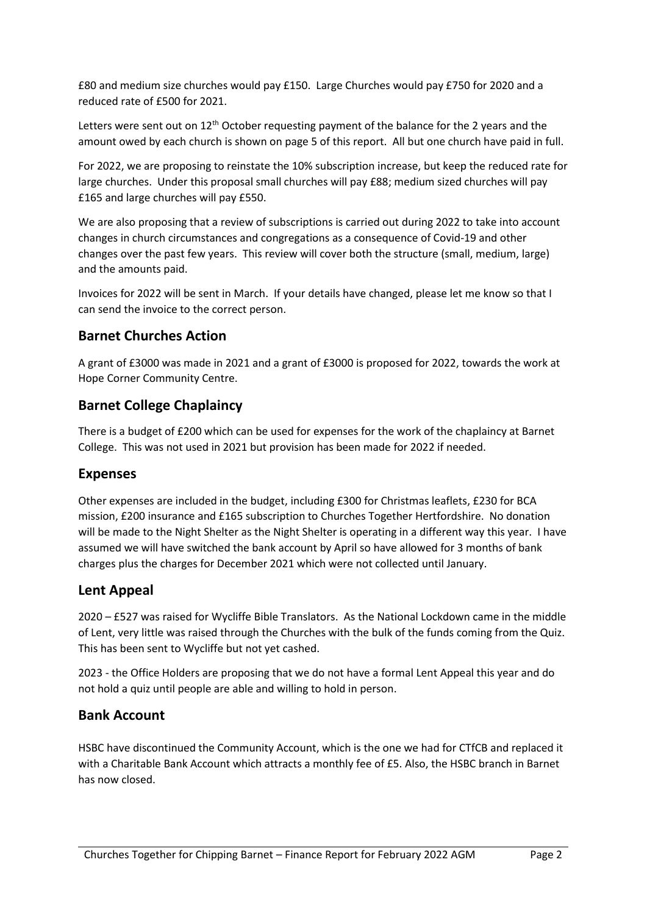£80 and medium size churches would pay £150. Large Churches would pay £750 for 2020 and a reduced rate of £500 for 2021.

Letters were sent out on 12th October requesting payment of the balance for the 2 years and the amount owed by each church is shown on page 5 of this report. All but one church have paid in full.

For 2022, we are proposing to reinstate the 10% subscription increase, but keep the reduced rate for large churches. Under this proposal small churches will pay £88; medium sized churches will pay £165 and large churches will pay £550.

We are also proposing that a review of subscriptions is carried out during 2022 to take into account changes in church circumstances and congregations as a consequence of Covid-19 and other changes over the past few years. This review will cover both the structure (small, medium, large) and the amounts paid.

Invoices for 2022 will be sent in March. If your details have changed, please let me know so that I can send the invoice to the correct person.

## Barnet Churches Action

A grant of £3000 was made in 2021 and a grant of £3000 is proposed for 2022, towards the work at Hope Corner Community Centre.

## Barnet College Chaplaincy

There is a budget of £200 which can be used for expenses for the work of the chaplaincy at Barnet College. This was not used in 2021 but provision has been made for 2022 if needed.

## Expenses

Other expenses are included in the budget, including £300 for Christmas leaflets, £230 for BCA mission, £200 insurance and £165 subscription to Churches Together Hertfordshire. No donation will be made to the Night Shelter as the Night Shelter is operating in a different way this year. I have assumed we will have switched the bank account by April so have allowed for 3 months of bank charges plus the charges for December 2021 which were not collected until January.

## Lent Appeal

2020 – £527 was raised for Wycliffe Bible Translators. As the National Lockdown came in the middle of Lent, very little was raised through the Churches with the bulk of the funds coming from the Quiz. This has been sent to Wycliffe but not yet cashed.

2023 - the Office Holders are proposing that we do not have a formal Lent Appeal this year and do not hold a quiz until people are able and willing to hold in person.

## Bank Account

HSBC have discontinued the Community Account, which is the one we had for CTfCB and replaced it with a Charitable Bank Account which attracts a monthly fee of £5. Also, the HSBC branch in Barnet has now closed.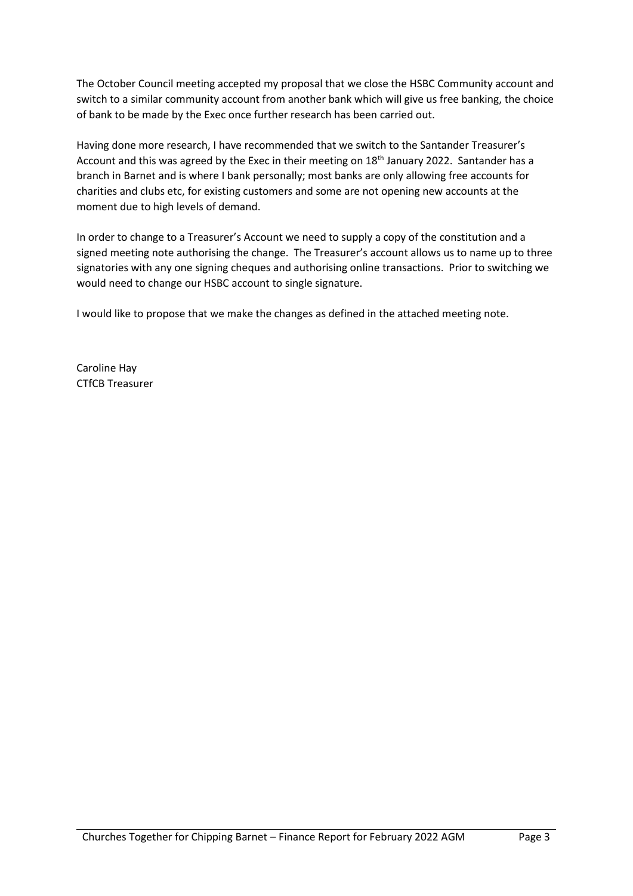The October Council meeting accepted my proposal that we close the HSBC Community account and switch to a similar community account from another bank which will give us free banking, the choice of bank to be made by the Exec once further research has been carried out.

Having done more research, I have recommended that we switch to the Santander Treasurer's Account and this was agreed by the Exec in their meeting on 18th January 2022. Santander has a branch in Barnet and is where I bank personally; most banks are only allowing free accounts for charities and clubs etc, for existing customers and some are not opening new accounts at the moment due to high levels of demand.

In order to change to a Treasurer's Account we need to supply a copy of the constitution and a signed meeting note authorising the change. The Treasurer's account allows us to name up to three signatories with any one signing cheques and authorising online transactions. Prior to switching we would need to change our HSBC account to single signature.

I would like to propose that we make the changes as defined in the attached meeting note.

Caroline Hay
CTfCB Treasurer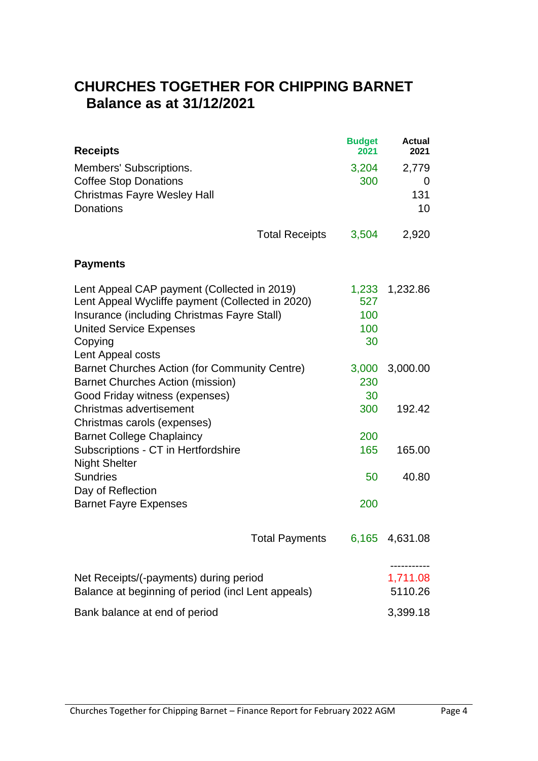# CHURCHES TOGETHER FOR CHIPPING BARNET

## Balance as at 31/12/2021

| Receipts | Budget 2021 | Actual 2021 |
|---|---|---|
| Members' Subscriptions. | 3,204 | 2,779 |
| Coffee Stop Donations | 300 | 0 |
| Christmas Fayre Wesley Hall | | 131 |
| Donations | | 10 |
| Total Receipts | 3,504 | 2,920 |

| Payments | Budget 2021 | Actual 2021 |
|---|---|---|
| Lent Appeal CAP payment (Collected in 2019) | 1,233 | 1,232.86 |
| Lent Appeal Wycliffe payment (Collected in 2020) | 527 | |
| Insurance (including Christmas Fayre Stall) | 100 | |
| United Service Expenses | 100 | |
| Copying | 30 | |
| Lent Appeal costs | | |
| Barnet Churches Action (for Community Centre) | 3,000 | 3,000.00 |
| Barnet Churches Action (mission) | 230 | |
| Good Friday witness (expenses) | 30 | |
| Christmas advertisement | 300 | 192.42 |
| Christmas carols (expenses) | | |
| Barnet College Chaplaincy | 200 | |
| Subscriptions - CT in Hertfordshire | 165 | 165.00 |
| Night Shelter | | |
| Sundries | 50 | 40.80 |
| Day of Reflection | | |
| Barnet Fayre Expenses | 200 | |
| Total Payments | 6,165 | 4,631.08 |

| | |
|---|---|
| Net Receipts/(-payments) during period | 1,711.08 |
| Balance at beginning of period (incl Lent appeals) | 5110.26 |
| Bank balance at end of period | 3,399.18 |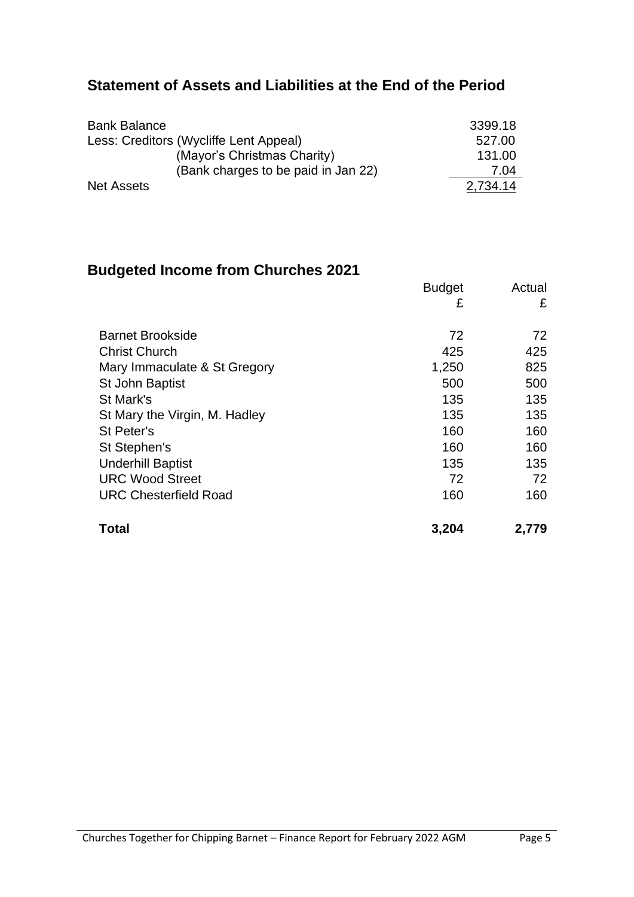## Statement of Assets and Liabilities at the End of the Period

| | |
|---|---:|
| Bank Balance | 3399.18 |
| Less: Creditors (Wycliffe Lent Appeal) | 527.00 |
| (Mayor's Christmas Charity) | 131.00 |
| (Bank charges to be paid in Jan 22) | 7.04 |
| Net Assets | 2,734.14 |

## Budgeted Income from Churches 2021

| | Budget £ | Actual £ |
|---|---:|---:|
| Barnet Brookside | 72 | 72 |
| Christ Church | 425 | 425 |
| Mary Immaculate & St Gregory | 1,250 | 825 |
| St John Baptist | 500 | 500 |
| St Mark's | 135 | 135 |
| St Mary the Virgin, M. Hadley | 135 | 135 |
| St Peter's | 160 | 160 |
| St Stephen's | 160 | 160 |
| Underhill Baptist | 135 | 135 |
| URC Wood Street | 72 | 72 |
| URC Chesterfield Road | 160 | 160 |
| **Total** | **3,204** | **2,779** |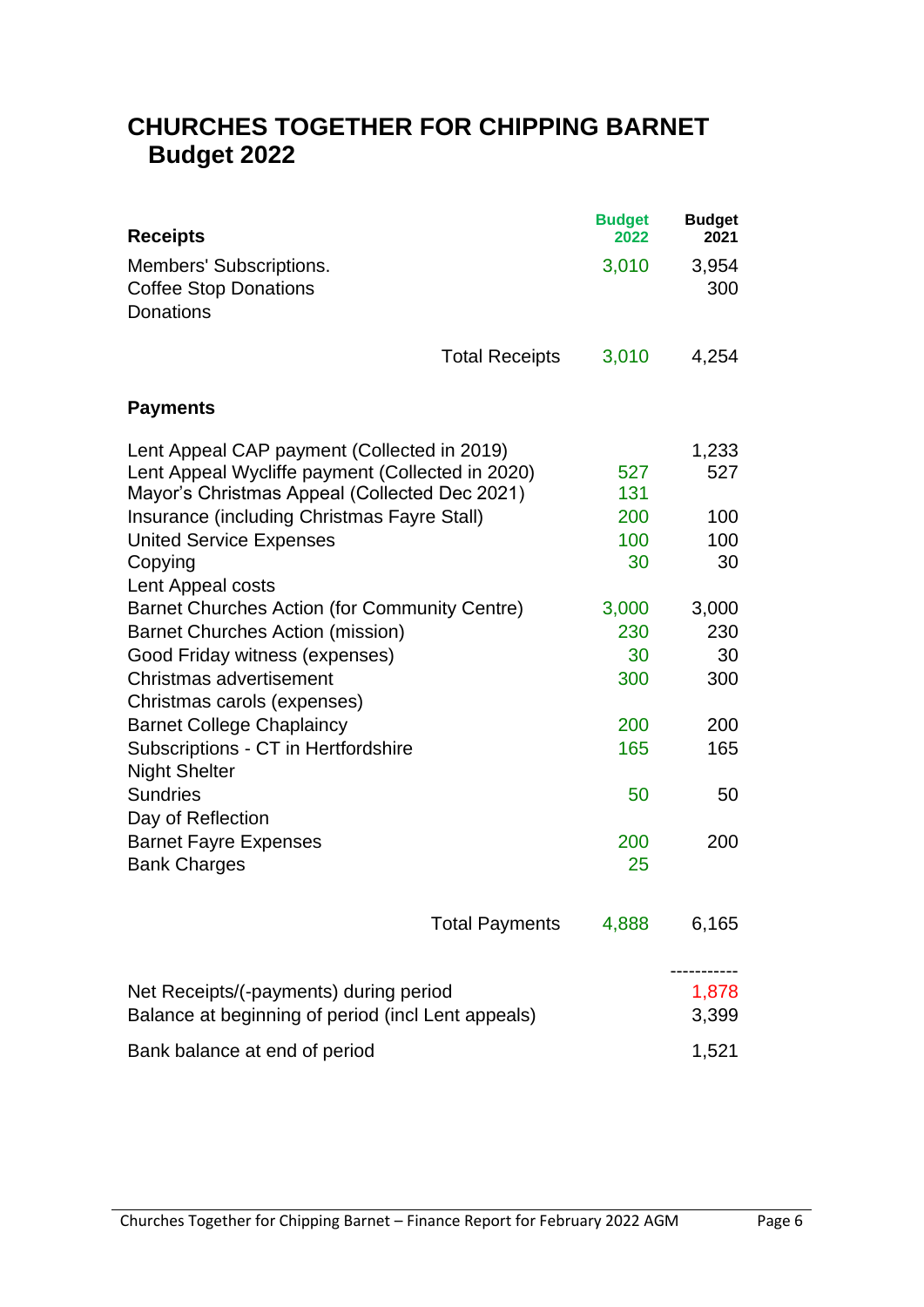# CHURCHES TOGETHER FOR CHIPPING BARNET
## Budget 2022

| **Receipts** | **Budget 2022** | **Budget 2021** |
|---|---|---|
| Members' Subscriptions. | 3,010 | 3,954 |
| Coffee Stop Donations | | 300 |
| Donations | | |
| Total Receipts | 3,010 | 4,254 |
| **Payments** | | |
| Lent Appeal CAP payment (Collected in 2019) | | 1,233 |
| Lent Appeal Wycliffe payment (Collected in 2020) | 527 | 527 |
| Mayor's Christmas Appeal (Collected Dec 2021) | 131 | |
| Insurance (including Christmas Fayre Stall) | 200 | 100 |
| United Service Expenses | 100 | 100 |
| Copying | 30 | 30 |
| Lent Appeal costs | | |
| Barnet Churches Action (for Community Centre) | 3,000 | 3,000 |
| Barnet Churches Action (mission) | 230 | 230 |
| Good Friday witness (expenses) | 30 | 30 |
| Christmas advertisement | 300 | 300 |
| Christmas carols (expenses) | | |
| Barnet College Chaplaincy | 200 | 200 |
| Subscriptions - CT in Hertfordshire | 165 | 165 |
| Night Shelter | | |
| Sundries | 50 | 50 |
| Day of Reflection | | |
| Barnet Fayre Expenses | 200 | 200 |
| Bank Charges | 25 | |
| Total Payments | 4,888 | 6,165 |
| Net Receipts/(-payments) during period | | 1,878 |
| Balance at beginning of period (incl Lent appeals) | | 3,399 |
| Bank balance at end of period | | 1,521 |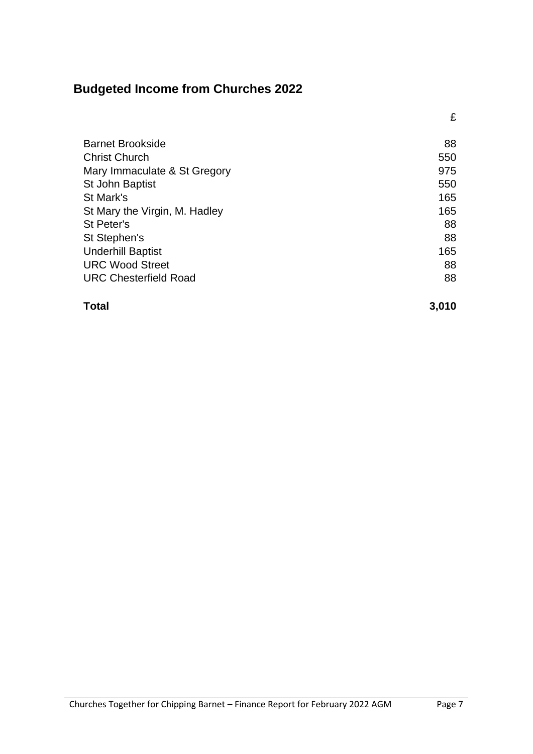## Budgeted Income from Churches 2022

| | £ |
|---|---|
| Barnet Brookside | 88 |
| Christ Church | 550 |
| Mary Immaculate & St Gregory | 975 |
| St John Baptist | 550 |
| St Mark's | 165 |
| St Mary the Virgin, M. Hadley | 165 |
| St Peter's | 88 |
| St Stephen's | 88 |
| Underhill Baptist | 165 |
| URC Wood Street | 88 |
| URC Chesterfield Road | 88 |
| **Total** | **3,010** |